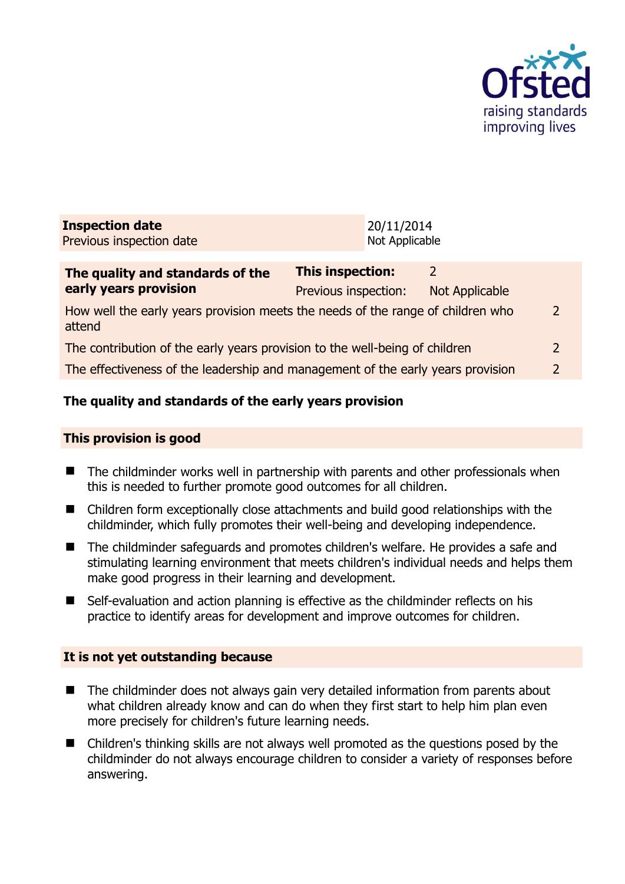| **Inspection date** | 20/11/2014 |
| --- | --- |
| Previous inspection date | Not Applicable |

| **The quality and standards of the early years provision** | **This inspection:** | 2 | |
| --- | --- | --- | --- |
| | Previous inspection: | Not Applicable | |
| How well the early years provision meets the needs of the range of children who attend | | | 2 |
| The contribution of the early years provision to the well-being of children | | | 2 |
| The effectiveness of the leadership and management of the early years provision | | | 2 |

## The quality and standards of the early years provision

### This provision is good

- The childminder works well in partnership with parents and other professionals when this is needed to further promote good outcomes for all children.
- Children form exceptionally close attachments and build good relationships with the childminder, which fully promotes their well-being and developing independence.
- The childminder safeguards and promotes children's welfare. He provides a safe and stimulating learning environment that meets children's individual needs and helps them make good progress in their learning and development.
- Self-evaluation and action planning is effective as the childminder reflects on his practice to identify areas for development and improve outcomes for children.

### It is not yet outstanding because

- The childminder does not always gain very detailed information from parents about what children already know and can do when they first start to help him plan even more precisely for children's future learning needs.
- Children's thinking skills are not always well promoted as the questions posed by the childminder do not always encourage children to consider a variety of responses before answering.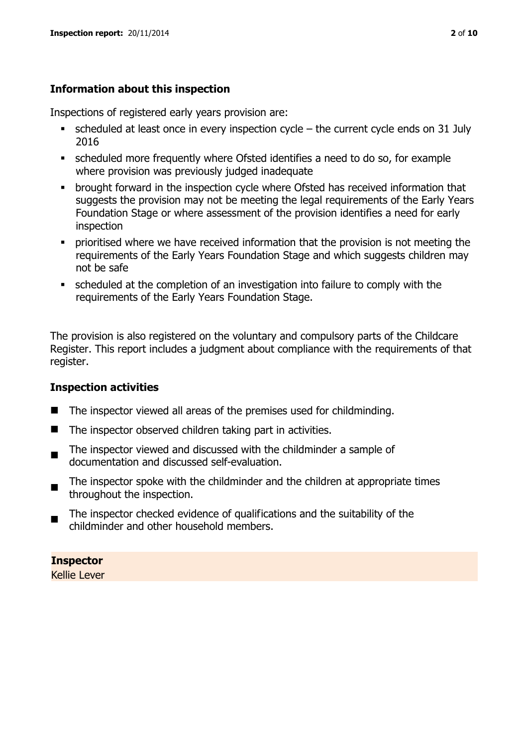## Information about this inspection

Inspections of registered early years provision are:

- scheduled at least once in every inspection cycle – the current cycle ends on 31 July 2016
- scheduled more frequently where Ofsted identifies a need to do so, for example where provision was previously judged inadequate
- brought forward in the inspection cycle where Ofsted has received information that suggests the provision may not be meeting the legal requirements of the Early Years Foundation Stage or where assessment of the provision identifies a need for early inspection
- prioritised where we have received information that the provision is not meeting the requirements of the Early Years Foundation Stage and which suggests children may not be safe
- scheduled at the completion of an investigation into failure to comply with the requirements of the Early Years Foundation Stage.

The provision is also registered on the voluntary and compulsory parts of the Childcare Register. This report includes a judgment about compliance with the requirements of that register.

## Inspection activities

- The inspector viewed all areas of the premises used for childminding.
- The inspector observed children taking part in activities.
- The inspector viewed and discussed with the childminder a sample of documentation and discussed self-evaluation.
- The inspector spoke with the childminder and the children at appropriate times throughout the inspection.
- The inspector checked evidence of qualifications and the suitability of the childminder and other household members.

**Inspector**
Kellie Lever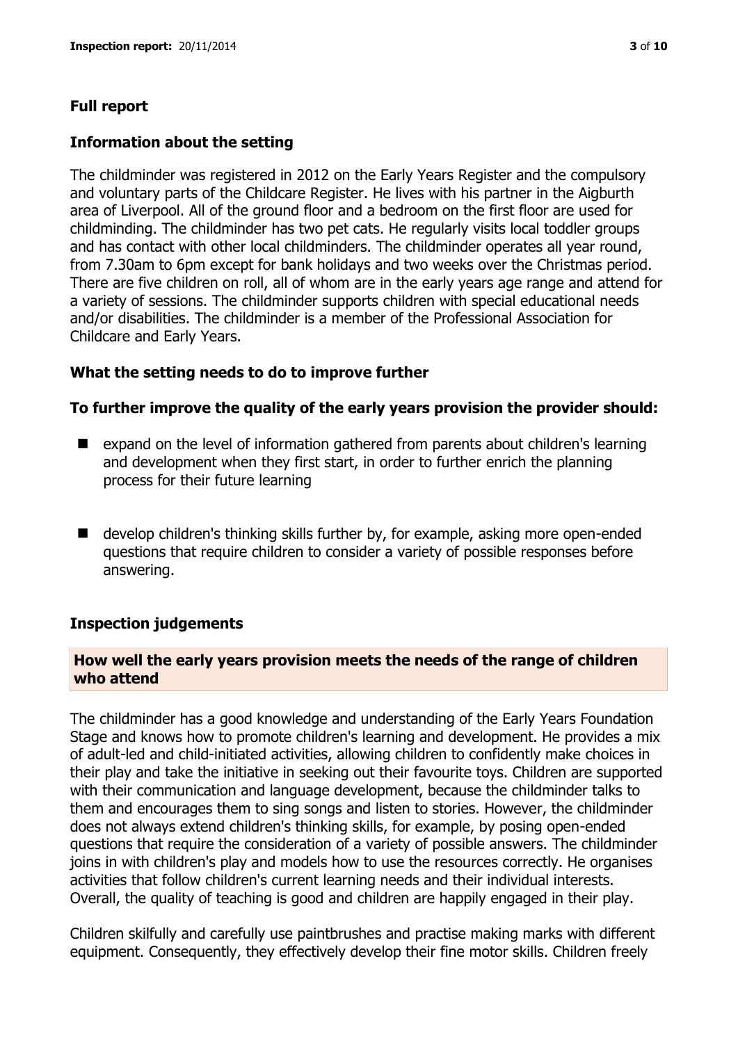## Full report

### Information about the setting

The childminder was registered in 2012 on the Early Years Register and the compulsory and voluntary parts of the Childcare Register. He lives with his partner in the Aigburth area of Liverpool. All of the ground floor and a bedroom on the first floor are used for childminding. The childminder has two pet cats. He regularly visits local toddler groups and has contact with other local childminders. The childminder operates all year round, from 7.30am to 6pm except for bank holidays and two weeks over the Christmas period. There are five children on roll, all of whom are in the early years age range and attend for a variety of sessions. The childminder supports children with special educational needs and/or disabilities. The childminder is a member of the Professional Association for Childcare and Early Years.

### What the setting needs to do to improve further

**To further improve the quality of the early years provision the provider should:**

- expand on the level of information gathered from parents about children's learning and development when they first start, in order to further enrich the planning process for their future learning
- develop children's thinking skills further by, for example, asking more open-ended questions that require children to consider a variety of possible responses before answering.

### Inspection judgements

#### How well the early years provision meets the needs of the range of children who attend

The childminder has a good knowledge and understanding of the Early Years Foundation Stage and knows how to promote children's learning and development. He provides a mix of adult-led and child-initiated activities, allowing children to confidently make choices in their play and take the initiative in seeking out their favourite toys. Children are supported with their communication and language development, because the childminder talks to them and encourages them to sing songs and listen to stories. However, the childminder does not always extend children's thinking skills, for example, by posing open-ended questions that require the consideration of a variety of possible answers. The childminder joins in with children's play and models how to use the resources correctly. He organises activities that follow children's current learning needs and their individual interests. Overall, the quality of teaching is good and children are happily engaged in their play.

Children skilfully and carefully use paintbrushes and practise making marks with different equipment. Consequently, they effectively develop their fine motor skills. Children freely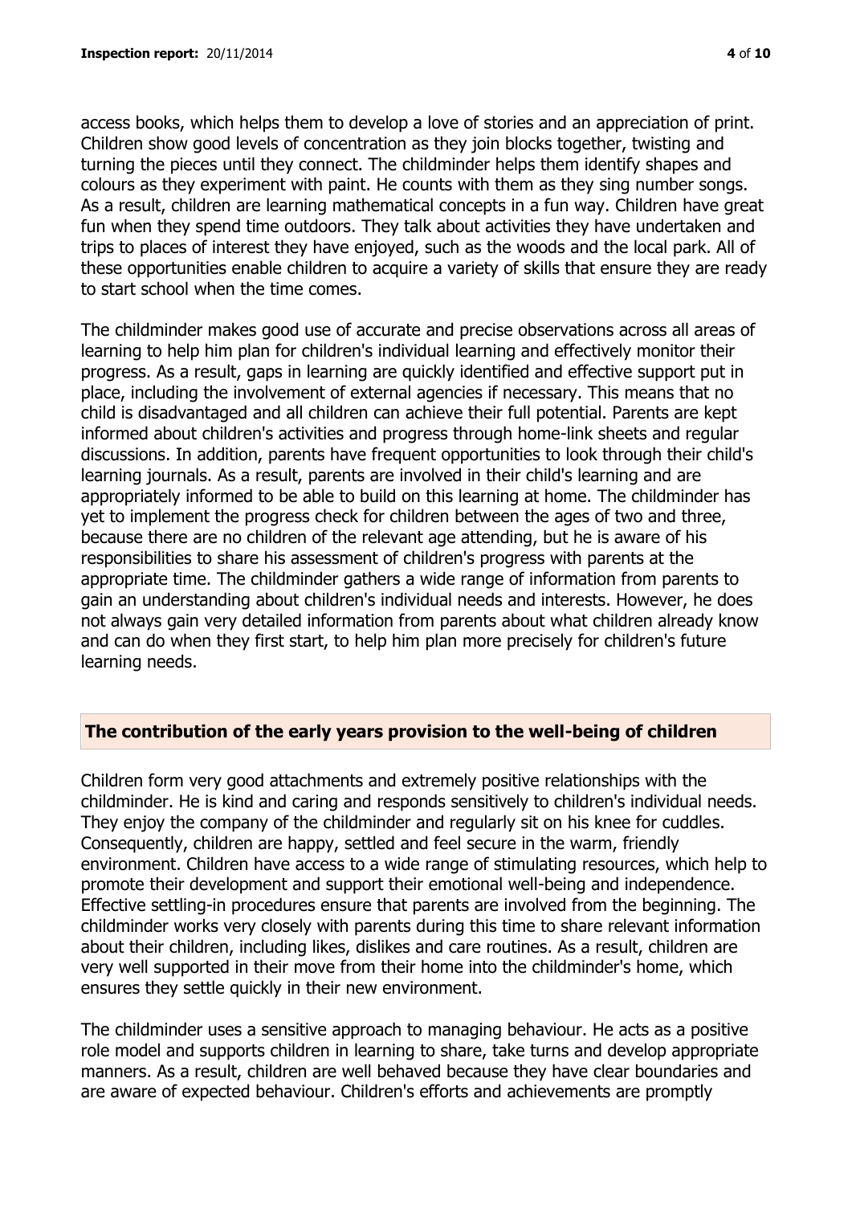access books, which helps them to develop a love of stories and an appreciation of print. Children show good levels of concentration as they join blocks together, twisting and turning the pieces until they connect. The childminder helps them identify shapes and colours as they experiment with paint. He counts with them as they sing number songs. As a result, children are learning mathematical concepts in a fun way. Children have great fun when they spend time outdoors. They talk about activities they have undertaken and trips to places of interest they have enjoyed, such as the woods and the local park. All of these opportunities enable children to acquire a variety of skills that ensure they are ready to start school when the time comes.

The childminder makes good use of accurate and precise observations across all areas of learning to help him plan for children's individual learning and effectively monitor their progress. As a result, gaps in learning are quickly identified and effective support put in place, including the involvement of external agencies if necessary. This means that no child is disadvantaged and all children can achieve their full potential. Parents are kept informed about children's activities and progress through home-link sheets and regular discussions. In addition, parents have frequent opportunities to look through their child's learning journals. As a result, parents are involved in their child's learning and are appropriately informed to be able to build on this learning at home. The childminder has yet to implement the progress check for children between the ages of two and three, because there are no children of the relevant age attending, but he is aware of his responsibilities to share his assessment of children's progress with parents at the appropriate time. The childminder gathers a wide range of information from parents to gain an understanding about children's individual needs and interests. However, he does not always gain very detailed information from parents about what children already know and can do when they first start, to help him plan more precisely for children's future learning needs.

## The contribution of the early years provision to the well-being of children

Children form very good attachments and extremely positive relationships with the childminder. He is kind and caring and responds sensitively to children's individual needs. They enjoy the company of the childminder and regularly sit on his knee for cuddles. Consequently, children are happy, settled and feel secure in the warm, friendly environment. Children have access to a wide range of stimulating resources, which help to promote their development and support their emotional well-being and independence. Effective settling-in procedures ensure that parents are involved from the beginning. The childminder works very closely with parents during this time to share relevant information about their children, including likes, dislikes and care routines. As a result, children are very well supported in their move from their home into the childminder's home, which ensures they settle quickly in their new environment.

The childminder uses a sensitive approach to managing behaviour. He acts as a positive role model and supports children in learning to share, take turns and develop appropriate manners. As a result, children are well behaved because they have clear boundaries and are aware of expected behaviour. Children's efforts and achievements are promptly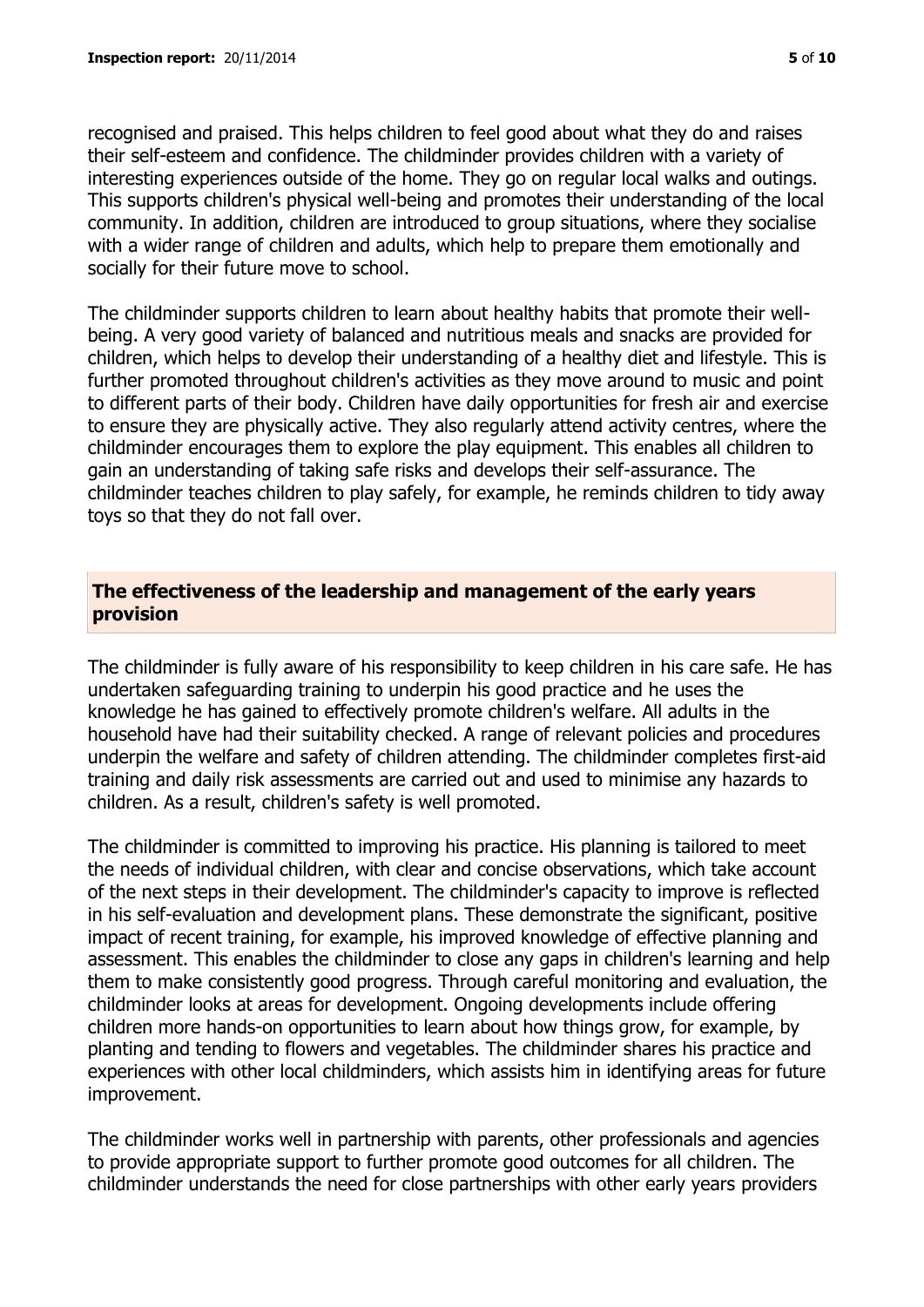recognised and praised. This helps children to feel good about what they do and raises their self-esteem and confidence. The childminder provides children with a variety of interesting experiences outside of the home. They go on regular local walks and outings. This supports children's physical well-being and promotes their understanding of the local community. In addition, children are introduced to group situations, where they socialise with a wider range of children and adults, which help to prepare them emotionally and socially for their future move to school.

The childminder supports children to learn about healthy habits that promote their well-being. A very good variety of balanced and nutritious meals and snacks are provided for children, which helps to develop their understanding of a healthy diet and lifestyle. This is further promoted throughout children's activities as they move around to music and point to different parts of their body. Children have daily opportunities for fresh air and exercise to ensure they are physically active. They also regularly attend activity centres, where the childminder encourages them to explore the play equipment. This enables all children to gain an understanding of taking safe risks and develops their self-assurance. The childminder teaches children to play safely, for example, he reminds children to tidy away toys so that they do not fall over.

## The effectiveness of the leadership and management of the early years provision

The childminder is fully aware of his responsibility to keep children in his care safe. He has undertaken safeguarding training to underpin his good practice and he uses the knowledge he has gained to effectively promote children's welfare. All adults in the household have had their suitability checked. A range of relevant policies and procedures underpin the welfare and safety of children attending. The childminder completes first-aid training and daily risk assessments are carried out and used to minimise any hazards to children. As a result, children's safety is well promoted.

The childminder is committed to improving his practice. His planning is tailored to meet the needs of individual children, with clear and concise observations, which take account of the next steps in their development. The childminder's capacity to improve is reflected in his self-evaluation and development plans. These demonstrate the significant, positive impact of recent training, for example, his improved knowledge of effective planning and assessment. This enables the childminder to close any gaps in children's learning and help them to make consistently good progress. Through careful monitoring and evaluation, the childminder looks at areas for development. Ongoing developments include offering children more hands-on opportunities to learn about how things grow, for example, by planting and tending to flowers and vegetables. The childminder shares his practice and experiences with other local childminders, which assists him in identifying areas for future improvement.

The childminder works well in partnership with parents, other professionals and agencies to provide appropriate support to further promote good outcomes for all children. The childminder understands the need for close partnerships with other early years providers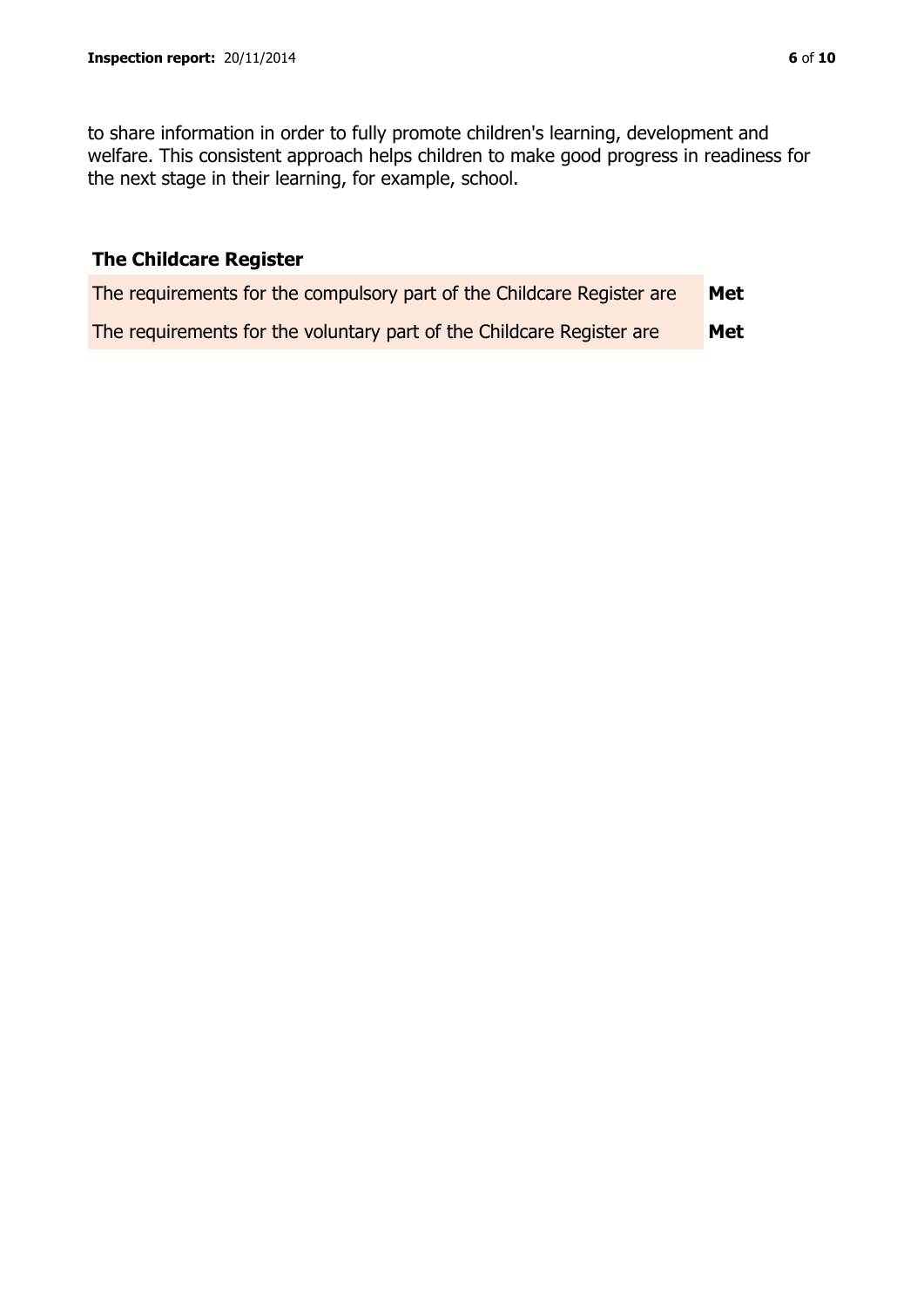to share information in order to fully promote children's learning, development and welfare. This consistent approach helps children to make good progress in readiness for the next stage in their learning, for example, school.

## The Childcare Register

| | |
|---|---|
| The requirements for the compulsory part of the Childcare Register are | **Met** |
| The requirements for the voluntary part of the Childcare Register are | **Met** |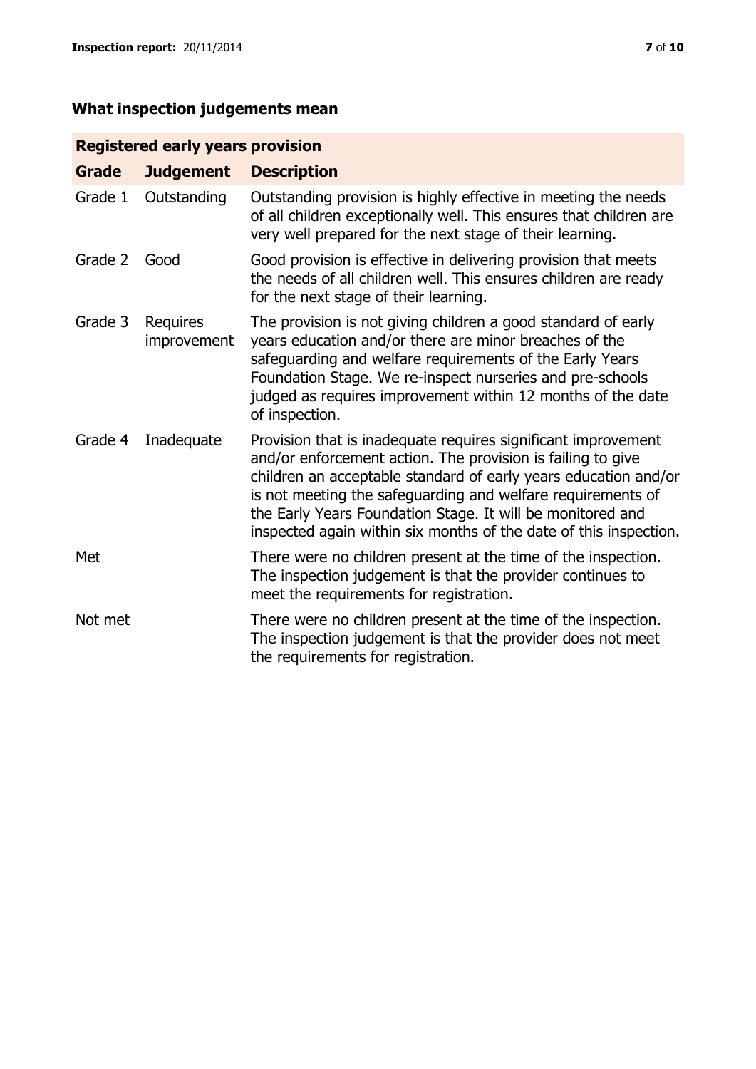## What inspection judgements mean

| Registered early years provision | | |
|---|---|---|
| **Grade** | **Judgement** | **Description** |
| Grade 1 | Outstanding | Outstanding provision is highly effective in meeting the needs of all children exceptionally well. This ensures that children are very well prepared for the next stage of their learning. |
| Grade 2 | Good | Good provision is effective in delivering provision that meets the needs of all children well. This ensures children are ready for the next stage of their learning. |
| Grade 3 | Requires improvement | The provision is not giving children a good standard of early years education and/or there are minor breaches of the safeguarding and welfare requirements of the Early Years Foundation Stage. We re-inspect nurseries and pre-schools judged as requires improvement within 12 months of the date of inspection. |
| Grade 4 | Inadequate | Provision that is inadequate requires significant improvement and/or enforcement action. The provision is failing to give children an acceptable standard of early years education and/or is not meeting the safeguarding and welfare requirements of the Early Years Foundation Stage. It will be monitored and inspected again within six months of the date of this inspection. |
| Met | | There were no children present at the time of the inspection. The inspection judgement is that the provider continues to meet the requirements for registration. |
| Not met | | There were no children present at the time of the inspection. The inspection judgement is that the provider does not meet the requirements for registration. |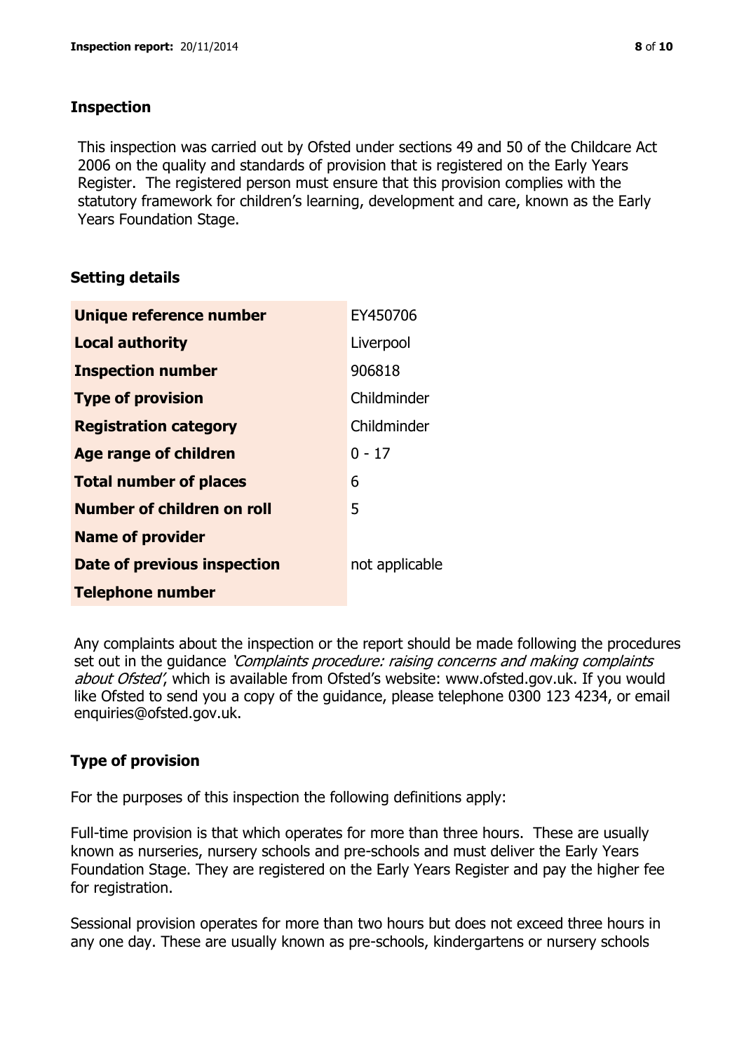## Inspection

This inspection was carried out by Ofsted under sections 49 and 50 of the Childcare Act 2006 on the quality and standards of provision that is registered on the Early Years Register. The registered person must ensure that this provision complies with the statutory framework for children's learning, development and care, known as the Early Years Foundation Stage.

## Setting details

| | |
|---|---|
| **Unique reference number** | EY450706 |
| **Local authority** | Liverpool |
| **Inspection number** | 906818 |
| **Type of provision** | Childminder |
| **Registration category** | Childminder |
| **Age range of children** | 0 - 17 |
| **Total number of places** | 6 |
| **Number of children on roll** | 5 |
| **Name of provider** | |
| **Date of previous inspection** | not applicable |
| **Telephone number** | |

Any complaints about the inspection or the report should be made following the procedures set out in the guidance *'Complaints procedure: raising concerns and making complaints about Ofsted'*, which is available from Ofsted's website: www.ofsted.gov.uk. If you would like Ofsted to send you a copy of the guidance, please telephone 0300 123 4234, or email enquiries@ofsted.gov.uk.

## Type of provision

For the purposes of this inspection the following definitions apply:

Full-time provision is that which operates for more than three hours. These are usually known as nurseries, nursery schools and pre-schools and must deliver the Early Years Foundation Stage. They are registered on the Early Years Register and pay the higher fee for registration.

Sessional provision operates for more than two hours but does not exceed three hours in any one day. These are usually known as pre-schools, kindergartens or nursery schools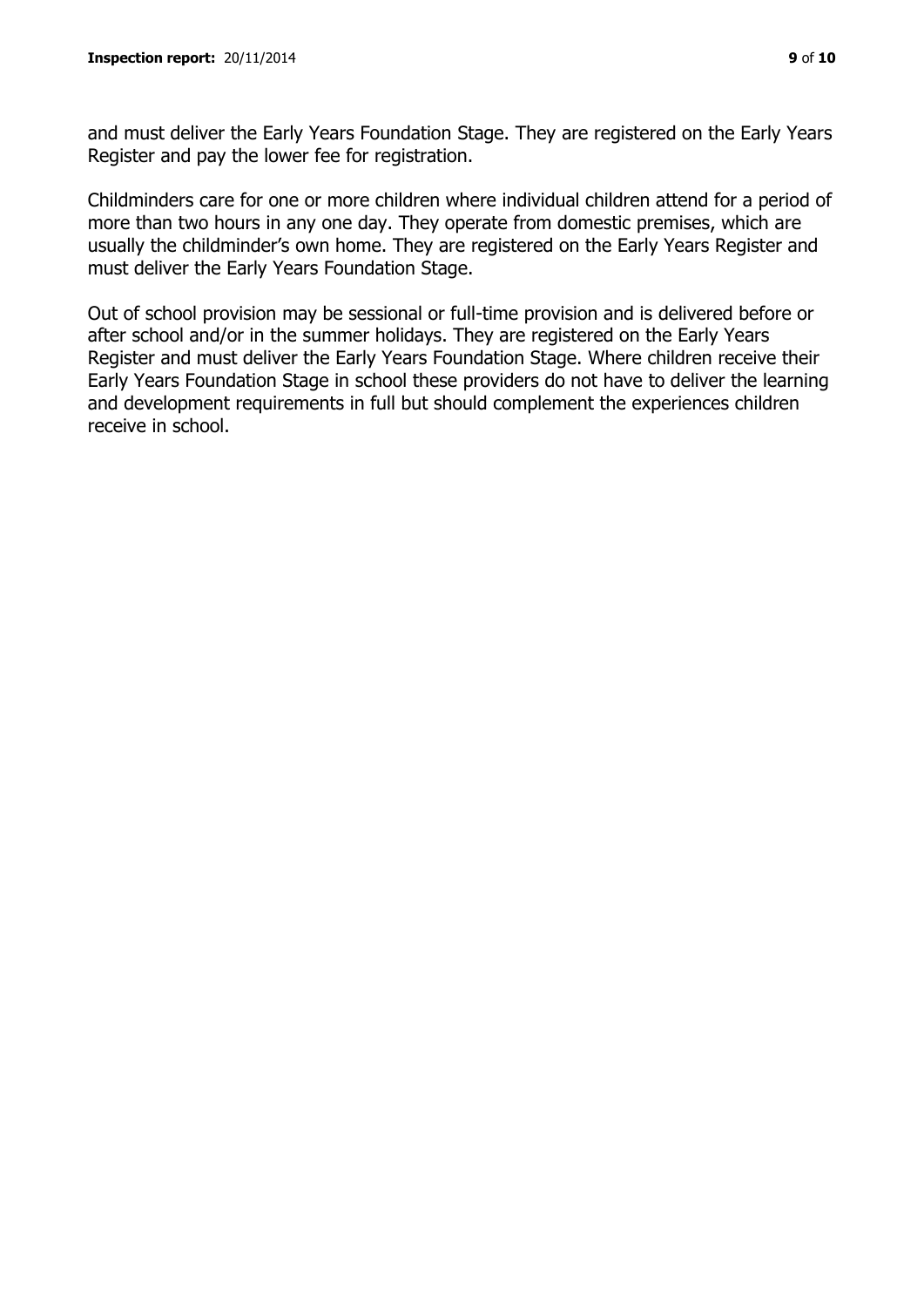and must deliver the Early Years Foundation Stage. They are registered on the Early Years Register and pay the lower fee for registration.

Childminders care for one or more children where individual children attend for a period of more than two hours in any one day. They operate from domestic premises, which are usually the childminder's own home. They are registered on the Early Years Register and must deliver the Early Years Foundation Stage.

Out of school provision may be sessional or full-time provision and is delivered before or after school and/or in the summer holidays. They are registered on the Early Years Register and must deliver the Early Years Foundation Stage. Where children receive their Early Years Foundation Stage in school these providers do not have to deliver the learning and development requirements in full but should complement the experiences children receive in school.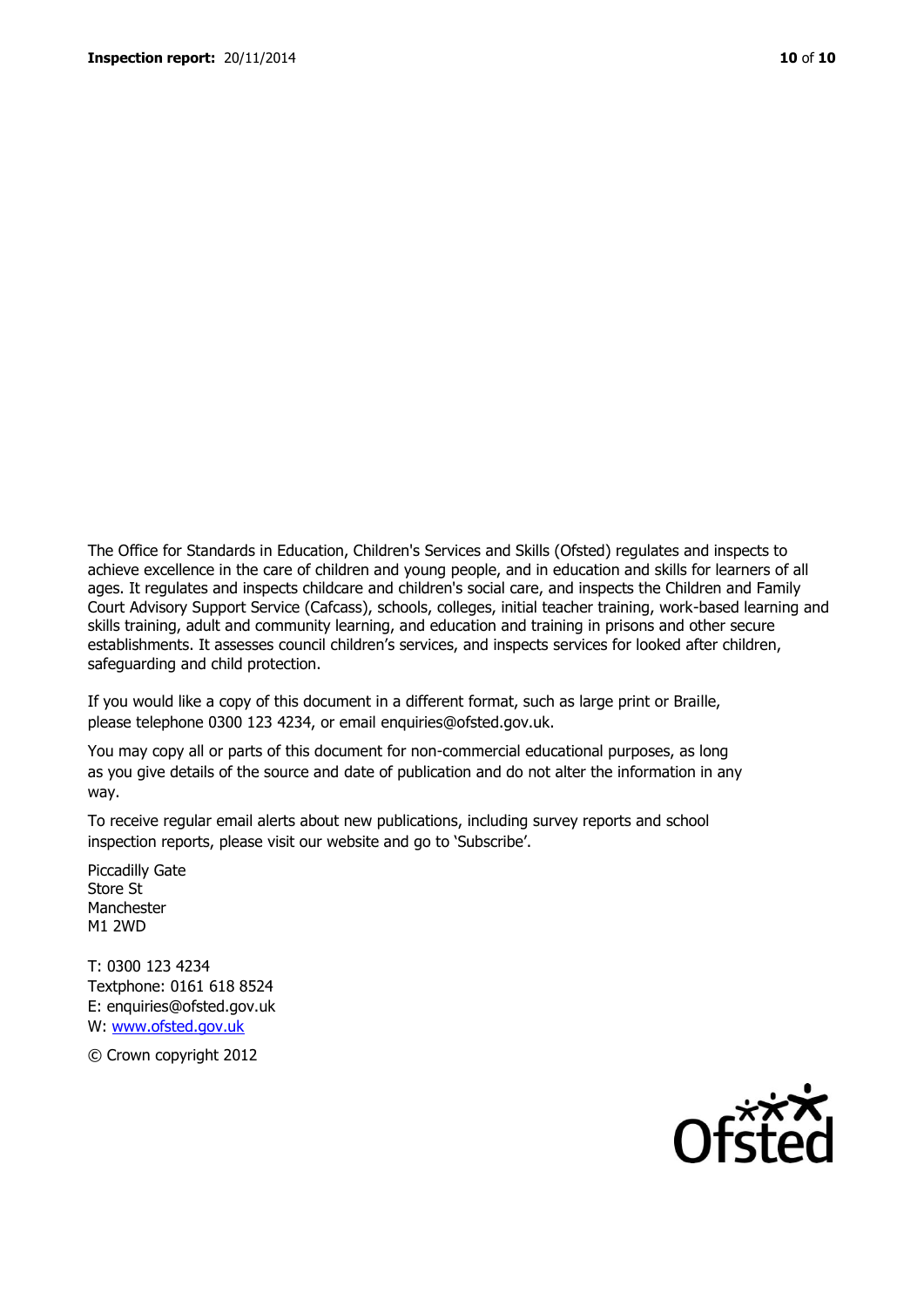The Office for Standards in Education, Children's Services and Skills (Ofsted) regulates and inspects to achieve excellence in the care of children and young people, and in education and skills for learners of all ages. It regulates and inspects childcare and children's social care, and inspects the Children and Family Court Advisory Support Service (Cafcass), schools, colleges, initial teacher training, work-based learning and skills training, adult and community learning, and education and training in prisons and other secure establishments. It assesses council children's services, and inspects services for looked after children, safeguarding and child protection.

If you would like a copy of this document in a different format, such as large print or Braille, please telephone 0300 123 4234, or email enquiries@ofsted.gov.uk.

You may copy all or parts of this document for non-commercial educational purposes, as long as you give details of the source and date of publication and do not alter the information in any way.

To receive regular email alerts about new publications, including survey reports and school inspection reports, please visit our website and go to 'Subscribe'.

Piccadilly Gate
Store St
Manchester
M1 2WD

T: 0300 123 4234
Textphone: 0161 618 8524
E: enquiries@ofsted.gov.uk
W: www.ofsted.gov.uk

© Crown copyright 2012

Ofsted